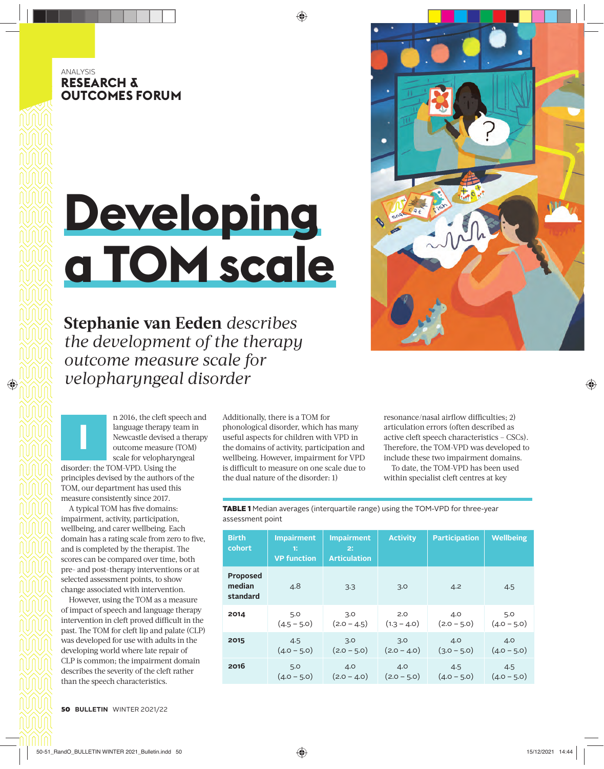ANALYSIS

**RESEARCH & OUTCOMES FORUM**

# Developing a TOM scale

**Stephanie van Eeden** *describes the development of the therapy outcome measure scale for velopharyngeal disorder*

In 2016, the cleft speech and language therapy team in Newcastle devised a therapy outcome measure (TOM) scale for velopharyngeal disorder: the TOM-VPD. Using the principles devised by the authors of the TOM, our department has used this measure consistently since 2017.

A typical TOM has five domains: impairment, activity, participation, wellbeing, and carer wellbeing. Each domain has a rating scale from zero to five, and is completed by the therapist. The scores can be compared over time, both pre- and post-therapy interventions or at selected assessment points, to show change associated with intervention.

However, using the TOM as a measure of impact of speech and language therapy intervention in cleft proved difficult in the past. The TOM for cleft lip and palate (CLP) was developed for use with adults in the developing world where late repair of CLP is common; the impairment domain describes the severity of the cleft rather than the speech characteristics.

Additionally, there is a TOM for phonological disorder, which has many useful aspects for children with VPD in the domains of activity, participation and wellbeing. However, impairment for VPD is difficult to measure on one scale due to the dual nature of the disorder: 1) resonance/nasal airflow difficulties; 2) articulation errors (often described as active cleft speech characteristics – CSCs). Therefore, the TOM-VPD was developed to include these two impairment domains.

To date, the TOM-VPD has been used within specialist cleft centres at key

**TABLE 1** Median averages (interquartile range) using the TOM-VPD for three-year assessment point

| Birth cohort | Impairment 1: VP function | Impairment 2: Articulation | Activity | Participation | Wellbeing |
|---|---|---|---|---|---|
| Proposed median standard | 4.8 | 3.3 | 3.0 | 4.2 | 4.5 |
| 2014 | 5.0 (4.5 – 5.0) | 3.0 (2.0 – 4.5) | 2.0 (1.3 – 4.0) | 4.0 (2.0 – 5.0) | 5.0 (4.0 – 5.0) |
| 2015 | 4.5 (4.0 – 5.0) | 3.0 (2.0 – 5.0) | 3.0 (2.0 – 4.0) | 4.0 (3.0 – 5.0) | 4.0 (4.0 – 5.0) |
| 2016 | 5.0 (4.0 – 5.0) | 4.0 (2.0 – 4.0) | 4.0 (2.0 – 5.0) | 4.5 (4.0 – 5.0) | 4.5 (4.0 – 5.0) |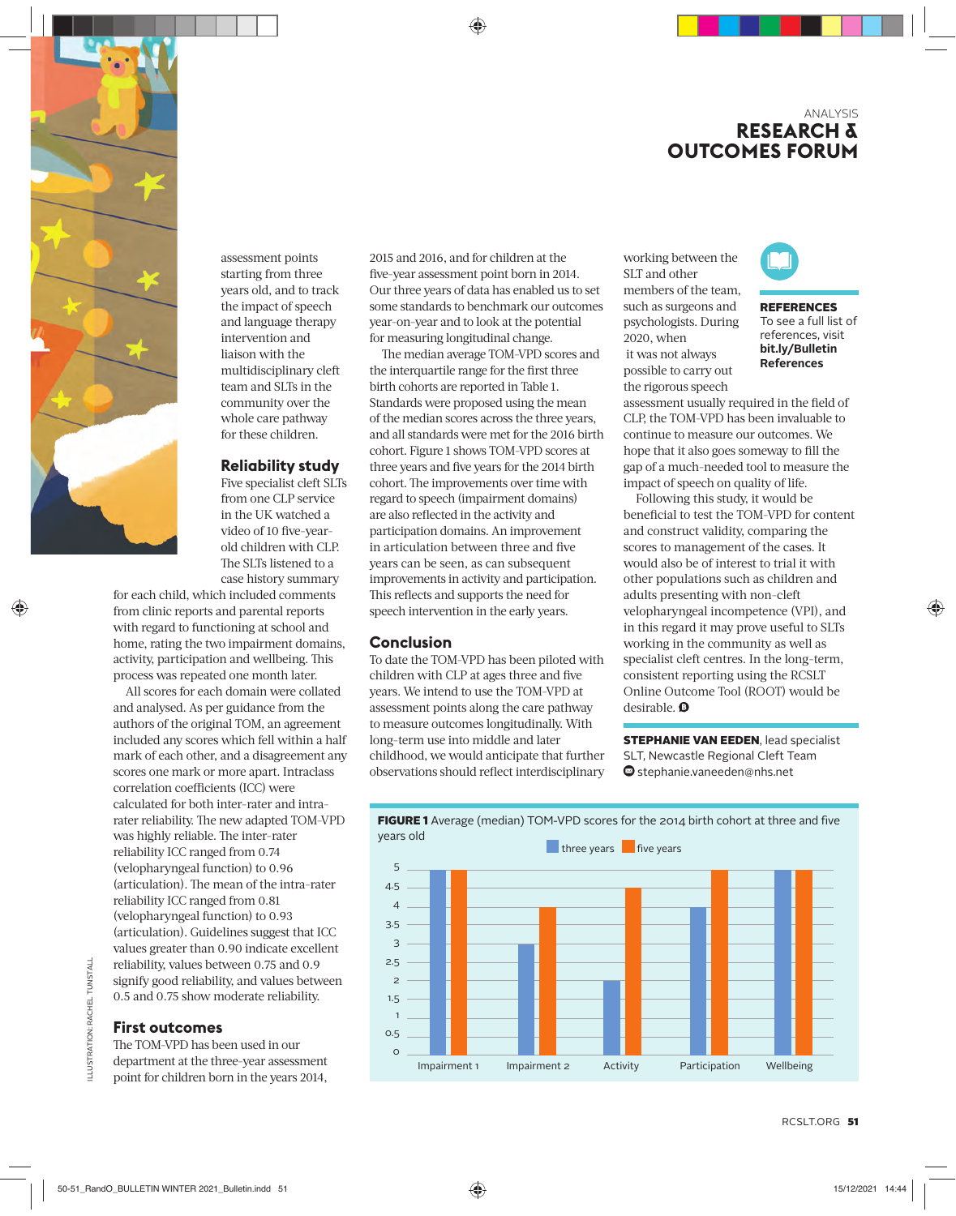ANALYSIS

# RESEARCH & OUTCOMES FORUM

assessment points starting from three years old, and to track the impact of speech and language therapy intervention and liaison with the multidisciplinary cleft team and SLTs in the community over the whole care pathway for these children.

## Reliability study

Five specialist cleft SLTs from one CLP service in the UK watched a video of 10 five-year-old children with CLP. The SLTs listened to a case history summary for each child, which included comments from clinic reports and parental reports with regard to functioning at school and home, rating the two impairment domains, activity, participation and wellbeing. This process was repeated one month later.

All scores for each domain were collated and analysed. As per guidance from the authors of the original TOM, an agreement included any scores which fell within a half mark of each other, and a disagreement any scores one mark or more apart. Intraclass correlation coefficients (ICC) were calculated for both inter-rater and intra-rater reliability. The new adapted TOM-VPD was highly reliable. The inter-rater reliability ICC ranged from 0.74 (velopharyngeal function) to 0.96 (articulation). The mean of the intra-rater reliability ICC ranged from 0.81 (velopharyngeal function) to 0.93 (articulation). Guidelines suggest that ICC values greater than 0.90 indicate excellent reliability, values between 0.75 and 0.9 signify good reliability, and values between 0.5 and 0.75 show moderate reliability.

## First outcomes

The TOM-VPD has been used in our department at the three-year assessment point for children born in the years 2014, 2015 and 2016, and for children at the five-year assessment point born in 2014. Our three years of data has enabled us to set some standards to benchmark our outcomes year-on-year and to look at the potential for measuring longitudinal change.

The median average TOM-VPD scores and the interquartile range for the first three birth cohorts are reported in Table 1. Standards were proposed using the mean of the median scores across the three years, and all standards were met for the 2016 birth cohort. Figure 1 shows TOM-VPD scores at three years and five years for the 2014 birth cohort. The improvements over time with regard to speech (impairment domains) are also reflected in the activity and participation domains. An improvement in articulation between three and five years can be seen, as can subsequent improvements in activity and participation. This reflects and supports the need for speech intervention in the early years.

## Conclusion

To date the TOM-VPD has been piloted with children with CLP at ages three and five years. We intend to use the TOM-VPD at assessment points along the care pathway to measure outcomes longitudinally. With long-term use into middle and later childhood, we would anticipate that further observations should reflect interdisciplinary working between the SLT and other members of the team, such as surgeons and psychologists. During 2020, when it was not always possible to carry out the rigorous speech assessment usually required in the field of CLP, the TOM-VPD has been invaluable to continue to measure our outcomes. We hope that it also goes someway to fill the gap of a much-needed tool to measure the impact of speech on quality of life.

Following this study, it would be beneficial to test the TOM-VPD for content and construct validity, comparing the scores to management of the cases. It would also be of interest to trial it with other populations such as children and adults presenting with non-cleft velopharyngeal incompetence (VPI), and in this regard it may prove useful to SLTs working in the community as well as specialist cleft centres. In the long-term, consistent reporting using the RCSLT Online Outcome Tool (ROOT) would be desirable.

**REFERENCES**
To see a full list of references, visit **bit.ly/Bulletin References**

**STEPHANIE VAN EEDEN**, lead specialist SLT, Newcastle Regional Cleft Team
stephanie.vaneeden@nhs.net

**FIGURE 1** Average (median) TOM-VPD scores for the 2014 birth cohort at three and five years old

three years, five years

5, 4.5, 4, 3.5, 3, 2.5, 2, 1.5, 1, 0.5, 0

Impairment 1, Impairment 2, Activity, Participation, Wellbeing

ILLUSTRATION: RACHEL TUNSTALL